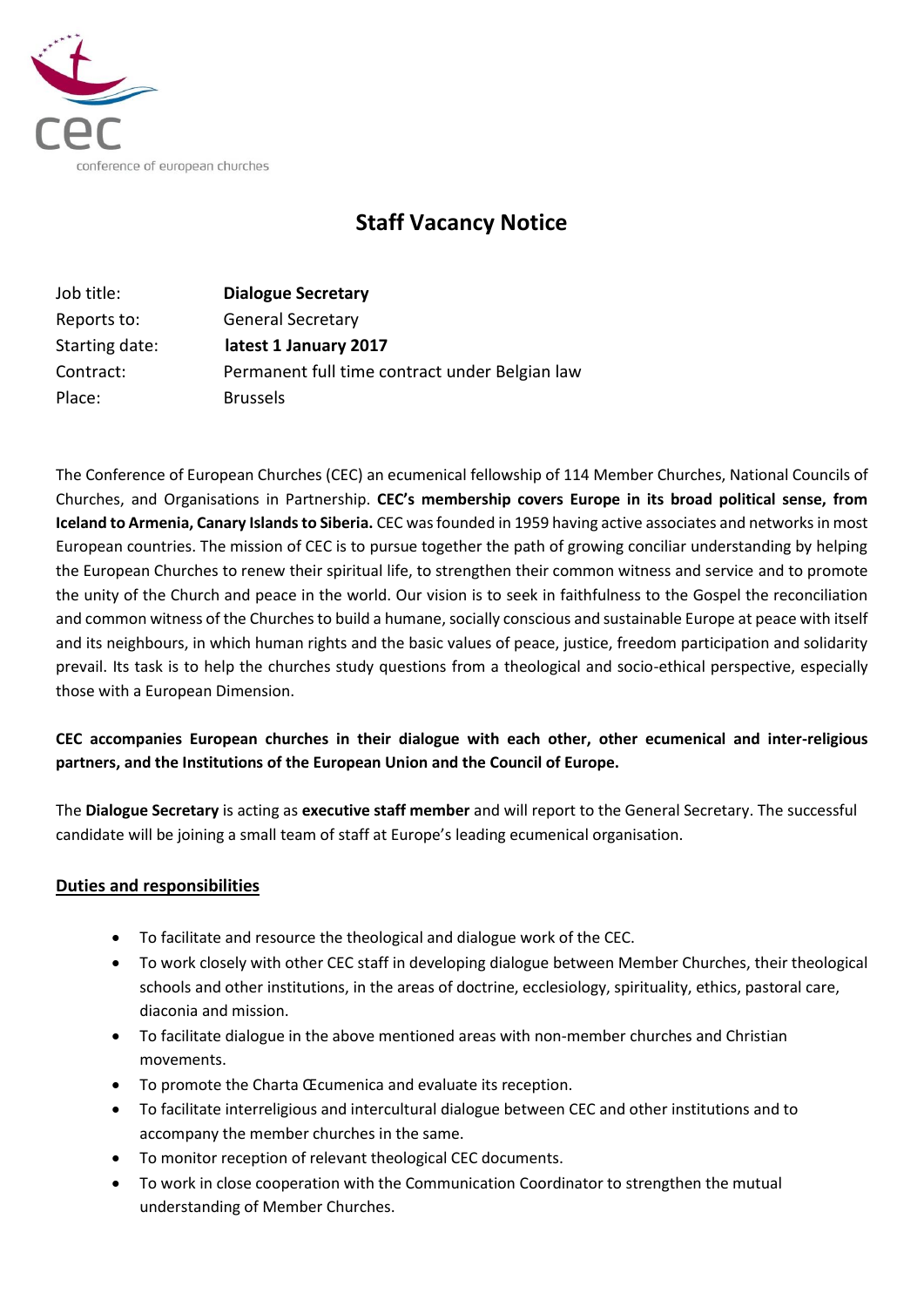cec

conference of european churches

# Staff Vacancy Notice

| | |
|---|---|
| Job title: | **Dialogue Secretary** |
| Reports to: | General Secretary |
| Starting date: | **latest 1 January 2017** |
| Contract: | Permanent full time contract under Belgian law |
| Place: | Brussels |

The Conference of European Churches (CEC) an ecumenical fellowship of 114 Member Churches, National Councils of Churches, and Organisations in Partnership. **CEC's membership covers Europe in its broad political sense, from Iceland to Armenia, Canary Islands to Siberia.** CEC was founded in 1959 having active associates and networks in most European countries. The mission of CEC is to pursue together the path of growing conciliar understanding by helping the European Churches to renew their spiritual life, to strengthen their common witness and service and to promote the unity of the Church and peace in the world. Our vision is to seek in faithfulness to the Gospel the reconciliation and common witness of the Churches to build a humane, socially conscious and sustainable Europe at peace with itself and its neighbours, in which human rights and the basic values of peace, justice, freedom participation and solidarity prevail. Its task is to help the churches study questions from a theological and socio-ethical perspective, especially those with a European Dimension.

**CEC accompanies European churches in their dialogue with each other, other ecumenical and inter-religious partners, and the Institutions of the European Union and the Council of Europe.**

The **Dialogue Secretary** is acting as **executive staff member** and will report to the General Secretary. The successful candidate will be joining a small team of staff at Europe's leading ecumenical organisation.

## Duties and responsibilities

- To facilitate and resource the theological and dialogue work of the CEC.
- To work closely with other CEC staff in developing dialogue between Member Churches, their theological schools and other institutions, in the areas of doctrine, ecclesiology, spirituality, ethics, pastoral care, diaconia and mission.
- To facilitate dialogue in the above mentioned areas with non-member churches and Christian movements.
- To promote the Charta Œcumenica and evaluate its reception.
- To facilitate interreligious and intercultural dialogue between CEC and other institutions and to accompany the member churches in the same.
- To monitor reception of relevant theological CEC documents.
- To work in close cooperation with the Communication Coordinator to strengthen the mutual understanding of Member Churches.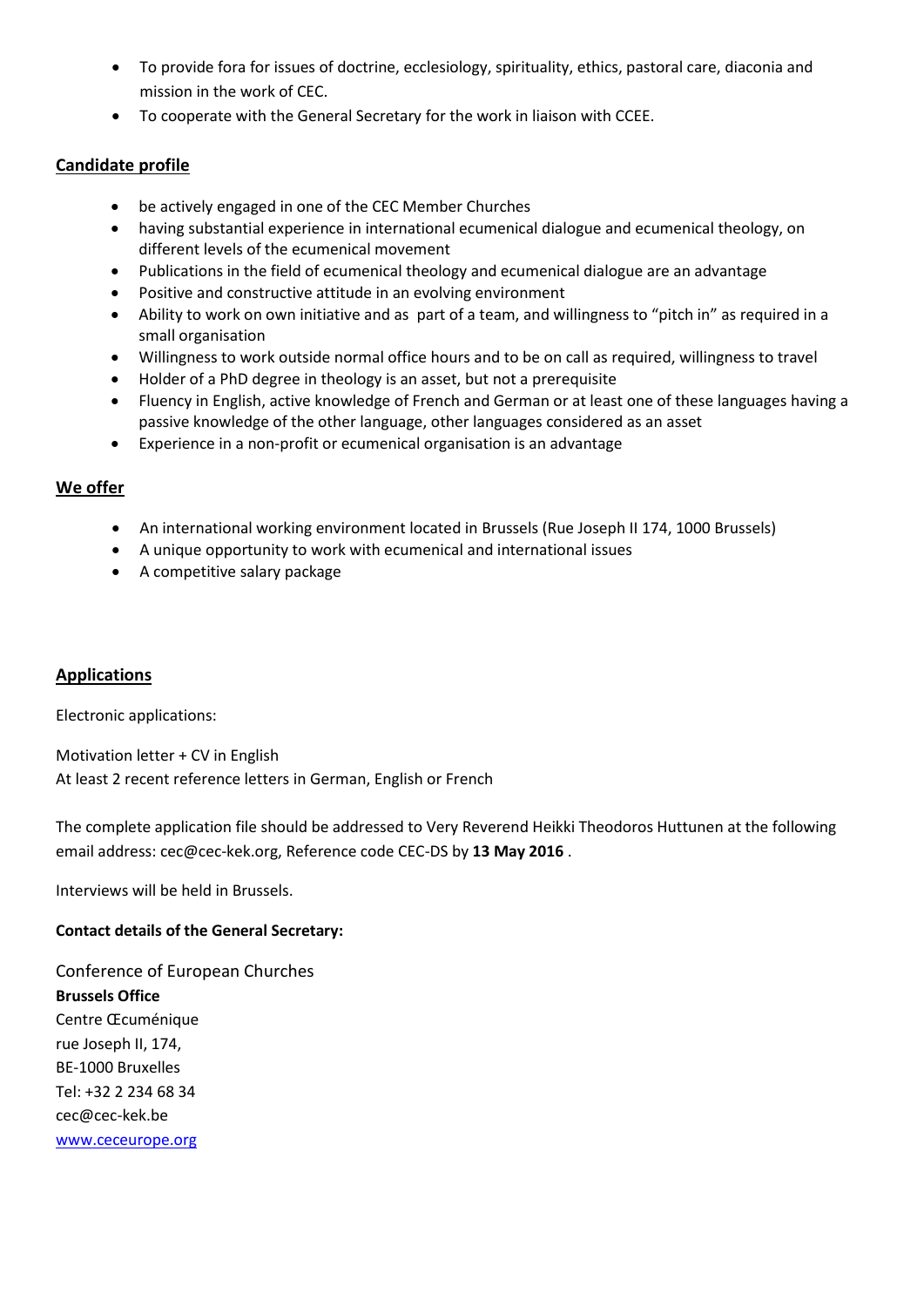- To provide fora for issues of doctrine, ecclesiology, spirituality, ethics, pastoral care, diaconia and mission in the work of CEC.
- To cooperate with the General Secretary for the work in liaison with CCEE.

## Candidate profile

- be actively engaged in one of the CEC Member Churches
- having substantial experience in international ecumenical dialogue and ecumenical theology, on different levels of the ecumenical movement
- Publications in the field of ecumenical theology and ecumenical dialogue are an advantage
- Positive and constructive attitude in an evolving environment
- Ability to work on own initiative and as part of a team, and willingness to "pitch in" as required in a small organisation
- Willingness to work outside normal office hours and to be on call as required, willingness to travel
- Holder of a PhD degree in theology is an asset, but not a prerequisite
- Fluency in English, active knowledge of French and German or at least one of these languages having a passive knowledge of the other language, other languages considered as an asset
- Experience in a non-profit or ecumenical organisation is an advantage

## We offer

- An international working environment located in Brussels (Rue Joseph II 174, 1000 Brussels)
- A unique opportunity to work with ecumenical and international issues
- A competitive salary package

## Applications

Electronic applications:

Motivation letter + CV in English
At least 2 recent reference letters in German, English or French

The complete application file should be addressed to Very Reverend Heikki Theodoros Huttunen at the following email address: cec@cec-kek.org, Reference code CEC-DS by **13 May 2016** .

Interviews will be held in Brussels.

**Contact details of the General Secretary:**

Conference of European Churches
**Brussels Office**
Centre Œcuménique
rue Joseph II, 174,
BE-1000 Bruxelles
Tel: +32 2 234 68 34
cec@cec-kek.be
www.ceceurope.org